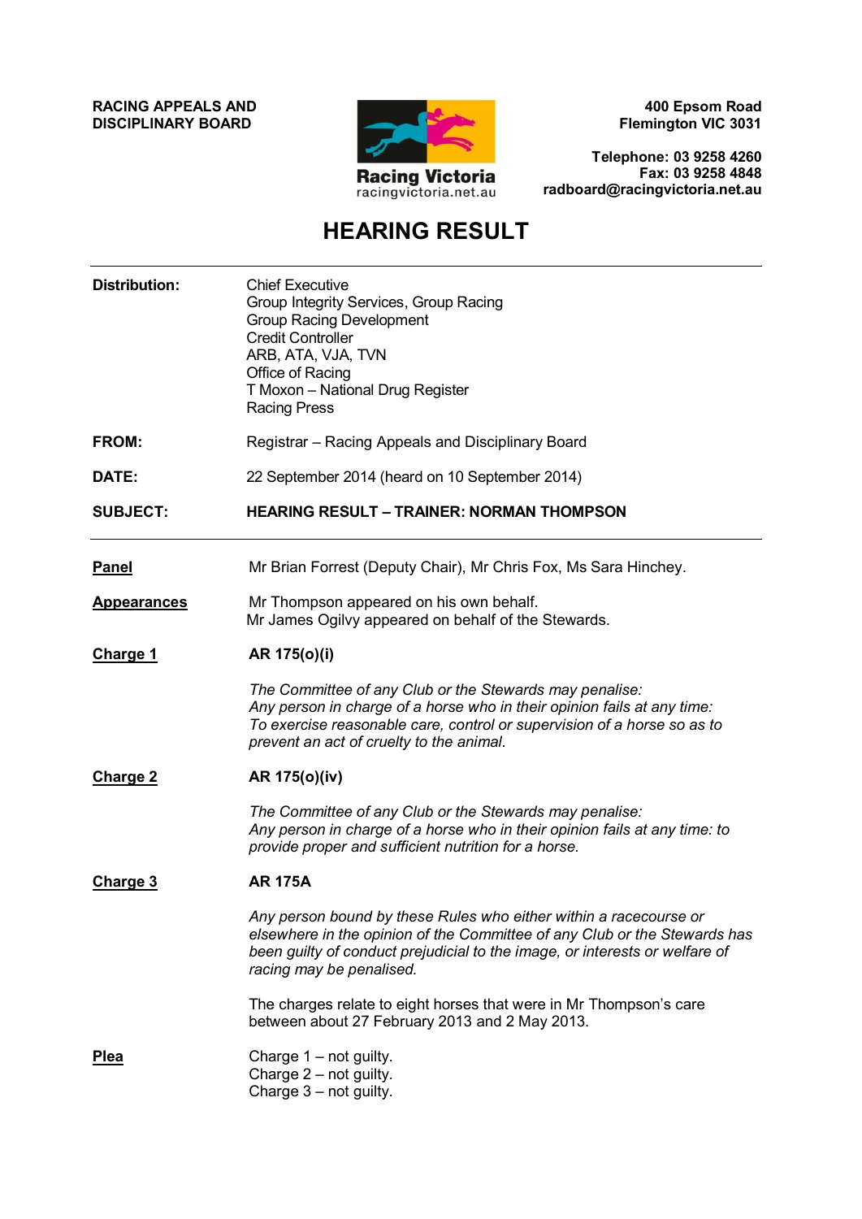**RACING APPEALS AND DISCIPLINARY BOARD**

Racing Victoria
racingvictoria.net.au

**400 Epsom Road**
**Flemington VIC 3031**

**Telephone: 03 9258 4260**
**Fax: 03 9258 4848**
**radboard@racingvictoria.net.au**

# HEARING RESULT

---

**Distribution:** Chief Executive
Group Integrity Services, Group Racing
Group Racing Development
Credit Controller
ARB, ATA, VJA, TVN
Office of Racing
T Moxon – National Drug Register
Racing Press

**FROM:** Registrar – Racing Appeals and Disciplinary Board

**DATE:** 22 September 2014 (heard on 10 September 2014)

**SUBJECT:** **HEARING RESULT – TRAINER: NORMAN THOMPSON**

---

**Panel**

Mr Brian Forrest (Deputy Chair), Mr Chris Fox, Ms Sara Hinchey.

**Appearances**

Mr Thompson appeared on his own behalf.
Mr James Ogilvy appeared on behalf of the Stewards.

**Charge 1**

**AR 175(o)(i)**

*The Committee of any Club or the Stewards may penalise:*
*Any person in charge of a horse who in their opinion fails at any time:*
*To exercise reasonable care, control or supervision of a horse so as to prevent an act of cruelty to the animal.*

**Charge 2**

**AR 175(o)(iv)**

*The Committee of any Club or the Stewards may penalise:*
*Any person in charge of a horse who in their opinion fails at any time: to provide proper and sufficient nutrition for a horse.*

**Charge 3**

**AR 175A**

*Any person bound by these Rules who either within a racecourse or elsewhere in the opinion of the Committee of any Club or the Stewards has been guilty of conduct prejudicial to the image, or interests or welfare of racing may be penalised.*

The charges relate to eight horses that were in Mr Thompson's care between about 27 February 2013 and 2 May 2013.

**Plea**

Charge 1 – not guilty.
Charge 2 – not guilty.
Charge 3 – not guilty.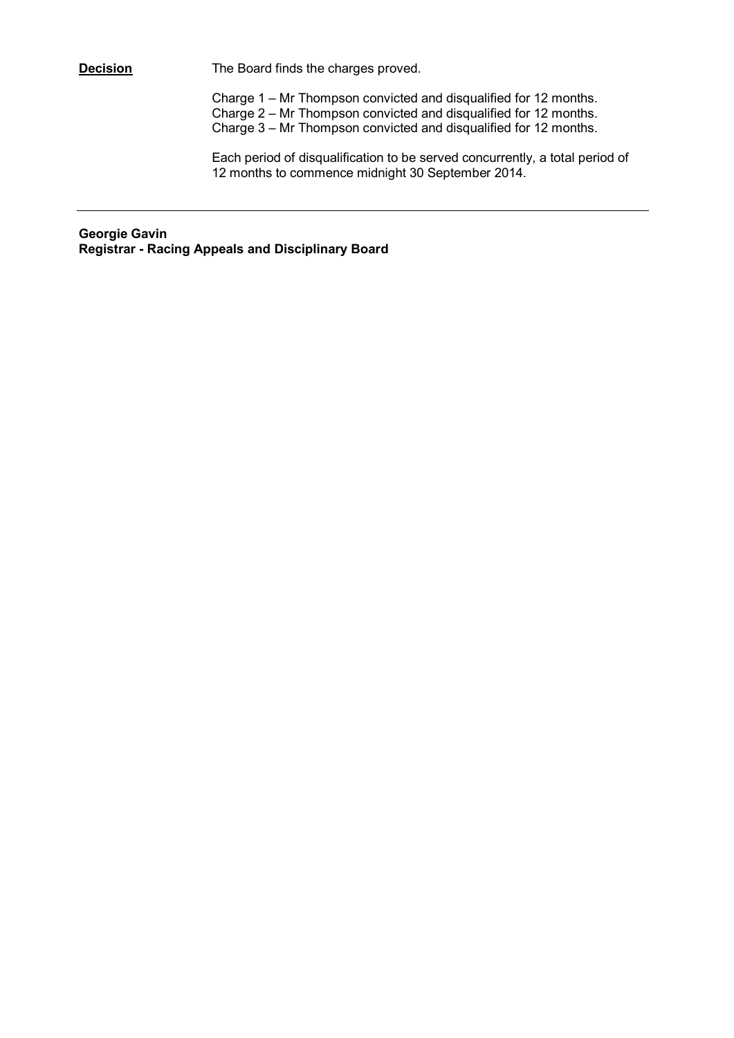**Decision**

The Board finds the charges proved.

Charge 1 – Mr Thompson convicted and disqualified for 12 months.
Charge 2 – Mr Thompson convicted and disqualified for 12 months.
Charge 3 – Mr Thompson convicted and disqualified for 12 months.

Each period of disqualification to be served concurrently, a total period of 12 months to commence midnight 30 September 2014.

---

**Georgie Gavin**
**Registrar - Racing Appeals and Disciplinary Board**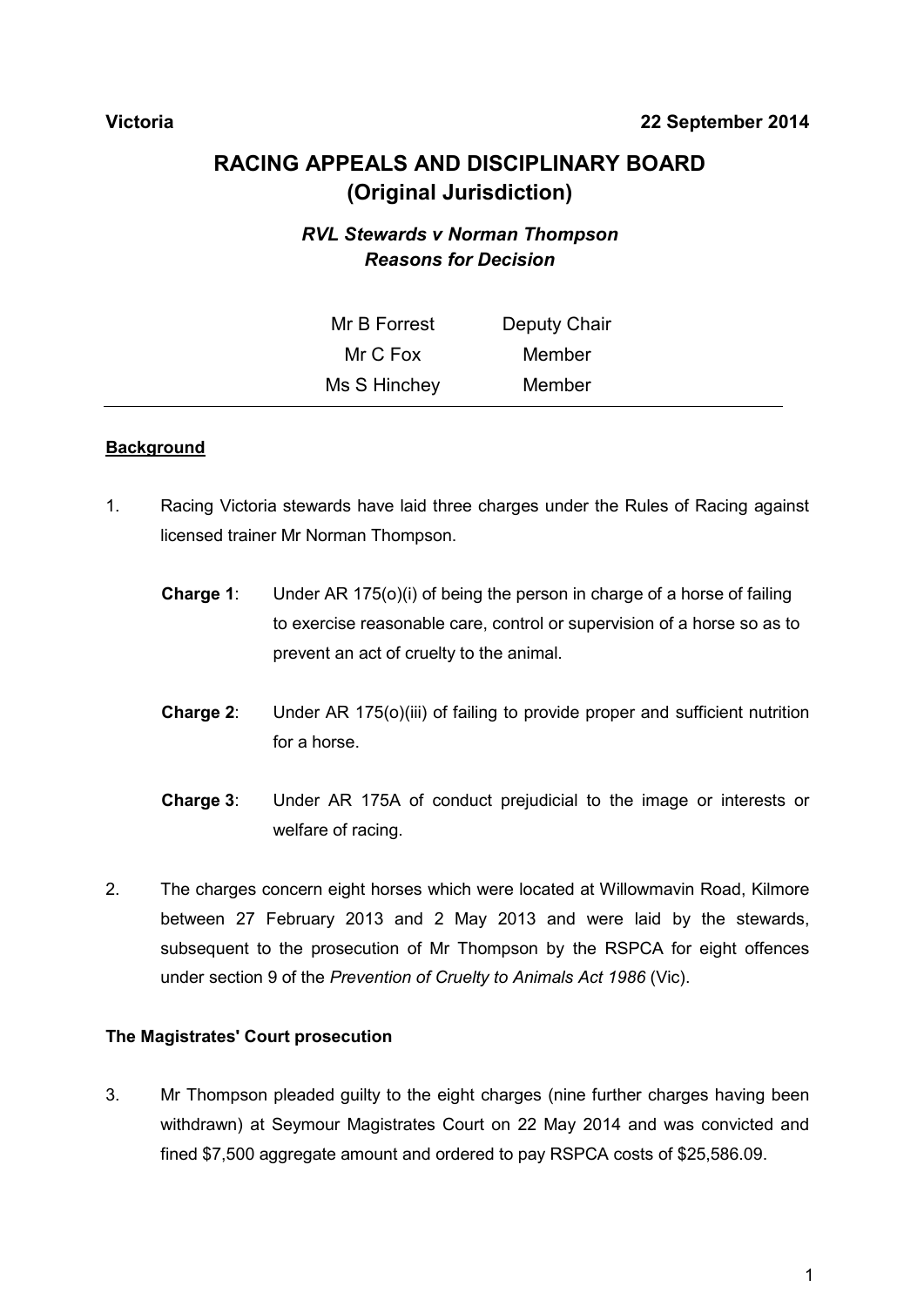**Victoria** **22 September 2014**

# RACING APPEALS AND DISCIPLINARY BOARD (Original Jurisdiction)

***RVL Stewards v Norman Thompson***
***Reasons for Decision***

| | |
|---|---|
| Mr B Forrest | Deputy Chair |
| Mr C Fox | Member |
| Ms S Hinchey | Member |

---

## Background

1. Racing Victoria stewards have laid three charges under the Rules of Racing against licensed trainer Mr Norman Thompson.

   **Charge 1**: Under AR 175(o)(i) of being the person in charge of a horse of failing to exercise reasonable care, control or supervision of a horse so as to prevent an act of cruelty to the animal.

   **Charge 2**: Under AR 175(o)(iii) of failing to provide proper and sufficient nutrition for a horse.

   **Charge 3**: Under AR 175A of conduct prejudicial to the image or interests or welfare of racing.

2. The charges concern eight horses which were located at Willowmavin Road, Kilmore between 27 February 2013 and 2 May 2013 and were laid by the stewards, subsequent to the prosecution of Mr Thompson by the RSPCA for eight offences under section 9 of the *Prevention of Cruelty to Animals Act 1986* (Vic).

### The Magistrates' Court prosecution

3. Mr Thompson pleaded guilty to the eight charges (nine further charges having been withdrawn) at Seymour Magistrates Court on 22 May 2014 and was convicted and fined $7,500 aggregate amount and ordered to pay RSPCA costs of $25,586.09.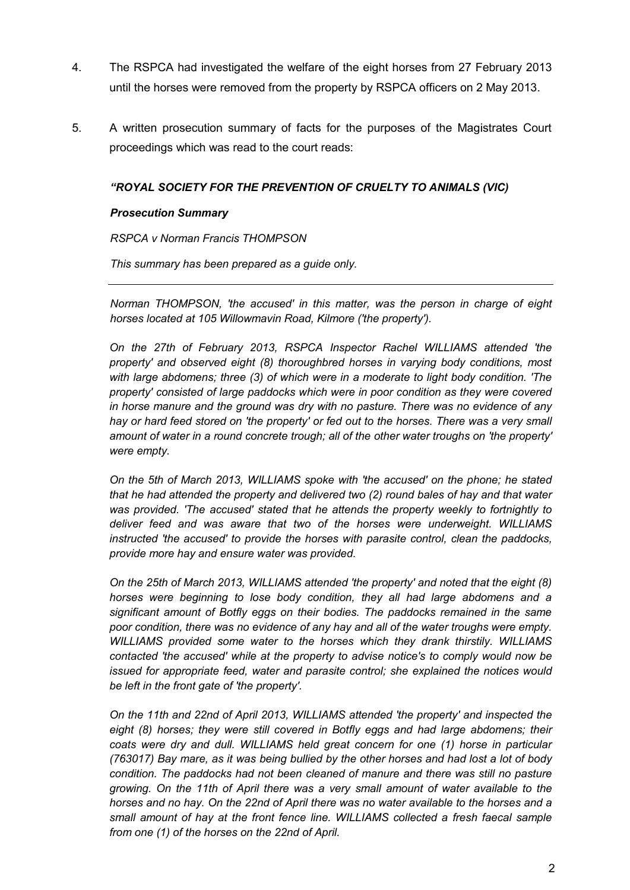4. The RSPCA had investigated the welfare of the eight horses from 27 February 2013 until the horses were removed from the property by RSPCA officers on 2 May 2013.

5. A written prosecution summary of facts for the purposes of the Magistrates Court proceedings which was read to the court reads:

> ***"ROYAL SOCIETY FOR THE PREVENTION OF CRUELTY TO ANIMALS (VIC)***
>
> ***Prosecution Summary***
>
> *RSPCA v Norman Francis THOMPSON*
>
> *This summary has been prepared as a guide only.*
>
> ---
>
> *Norman THOMPSON, 'the accused' in this matter, was the person in charge of eight horses located at 105 Willowmavin Road, Kilmore ('the property').*
>
> *On the 27th of February 2013, RSPCA Inspector Rachel WILLIAMS attended 'the property' and observed eight (8) thoroughbred horses in varying body conditions, most with large abdomens; three (3) of which were in a moderate to light body condition. 'The property' consisted of large paddocks which were in poor condition as they were covered in horse manure and the ground was dry with no pasture. There was no evidence of any hay or hard feed stored on 'the property' or fed out to the horses. There was a very small amount of water in a round concrete trough; all of the other water troughs on 'the property' were empty.*
>
> *On the 5th of March 2013, WILLIAMS spoke with 'the accused' on the phone; he stated that he had attended the property and delivered two (2) round bales of hay and that water was provided. 'The accused' stated that he attends the property weekly to fortnightly to deliver feed and was aware that two of the horses were underweight. WILLIAMS instructed 'the accused' to provide the horses with parasite control, clean the paddocks, provide more hay and ensure water was provided.*
>
> *On the 25th of March 2013, WILLIAMS attended 'the property' and noted that the eight (8) horses were beginning to lose body condition, they all had large abdomens and a significant amount of Botfly eggs on their bodies. The paddocks remained in the same poor condition, there was no evidence of any hay and all of the water troughs were empty. WILLIAMS provided some water to the horses which they drank thirstily. WILLIAMS contacted 'the accused' while at the property to advise notice's to comply would now be issued for appropriate feed, water and parasite control; she explained the notices would be left in the front gate of 'the property'.*
>
> *On the 11th and 22nd of April 2013, WILLIAMS attended 'the property' and inspected the eight (8) horses; they were still covered in Botfly eggs and had large abdomens; their coats were dry and dull. WILLIAMS held great concern for one (1) horse in particular (763017) Bay mare, as it was being bullied by the other horses and had lost a lot of body condition. The paddocks had not been cleaned of manure and there was still no pasture growing. On the 11th of April there was a very small amount of water available to the horses and no hay. On the 22nd of April there was no water available to the horses and a small amount of hay at the front fence line. WILLIAMS collected a fresh faecal sample from one (1) of the horses on the 22nd of April.*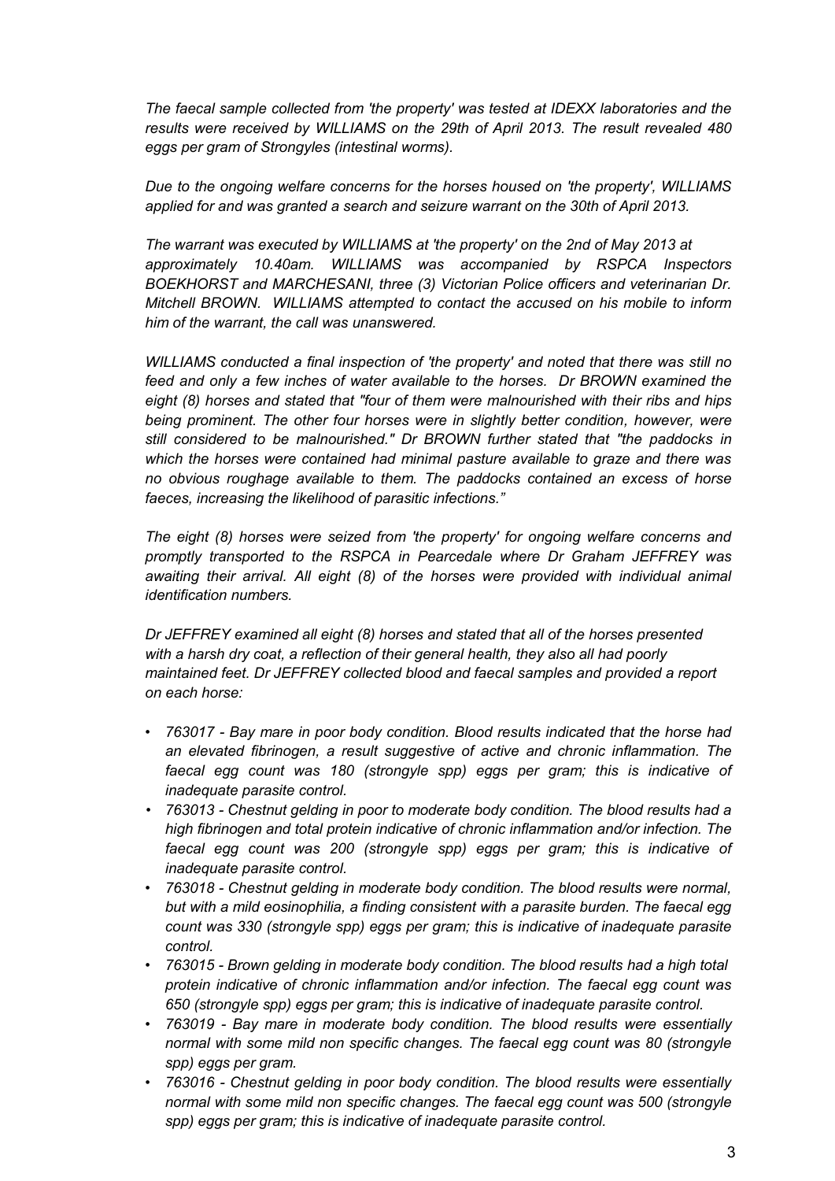*The faecal sample collected from 'the property' was tested at IDEXX laboratories and the results were received by WILLIAMS on the 29th of April 2013. The result revealed 480 eggs per gram of Strongyles (intestinal worms).*

*Due to the ongoing welfare concerns for the horses housed on 'the property', WILLIAMS applied for and was granted a search and seizure warrant on the 30th of April 2013.*

*The warrant was executed by WILLIAMS at 'the property' on the 2nd of May 2013 at approximately 10.40am. WILLIAMS was accompanied by RSPCA Inspectors BOEKHORST and MARCHESANI, three (3) Victorian Police officers and veterinarian Dr. Mitchell BROWN. WILLIAMS attempted to contact the accused on his mobile to inform him of the warrant, the call was unanswered.*

*WILLIAMS conducted a final inspection of 'the property' and noted that there was still no feed and only a few inches of water available to the horses. Dr BROWN examined the eight (8) horses and stated that "four of them were malnourished with their ribs and hips being prominent. The other four horses were in slightly better condition, however, were still considered to be malnourished." Dr BROWN further stated that "the paddocks in which the horses were contained had minimal pasture available to graze and there was no obvious roughage available to them. The paddocks contained an excess of horse faeces, increasing the likelihood of parasitic infections."*

*The eight (8) horses were seized from 'the property' for ongoing welfare concerns and promptly transported to the RSPCA in Pearcedale where Dr Graham JEFFREY was awaiting their arrival. All eight (8) of the horses were provided with individual animal identification numbers.*

*Dr JEFFREY examined all eight (8) horses and stated that all of the horses presented with a harsh dry coat, a reflection of their general health, they also all had poorly maintained feet. Dr JEFFREY collected blood and faecal samples and provided a report on each horse:*

- *763017 - Bay mare in poor body condition. Blood results indicated that the horse had an elevated fibrinogen, a result suggestive of active and chronic inflammation. The faecal egg count was 180 (strongyle spp) eggs per gram; this is indicative of inadequate parasite control.*
- *763013 - Chestnut gelding in poor to moderate body condition. The blood results had a high fibrinogen and total protein indicative of chronic inflammation and/or infection. The faecal egg count was 200 (strongyle spp) eggs per gram; this is indicative of inadequate parasite control.*
- *763018 - Chestnut gelding in moderate body condition. The blood results were normal, but with a mild eosinophilia, a finding consistent with a parasite burden. The faecal egg count was 330 (strongyle spp) eggs per gram; this is indicative of inadequate parasite control.*
- *763015 - Brown gelding in moderate body condition. The blood results had a high total protein indicative of chronic inflammation and/or infection. The faecal egg count was 650 (strongyle spp) eggs per gram; this is indicative of inadequate parasite control.*
- *763019 - Bay mare in moderate body condition. The blood results were essentially normal with some mild non specific changes. The faecal egg count was 80 (strongyle spp) eggs per gram.*
- *763016 - Chestnut gelding in poor body condition. The blood results were essentially normal with some mild non specific changes. The faecal egg count was 500 (strongyle spp) eggs per gram; this is indicative of inadequate parasite control.*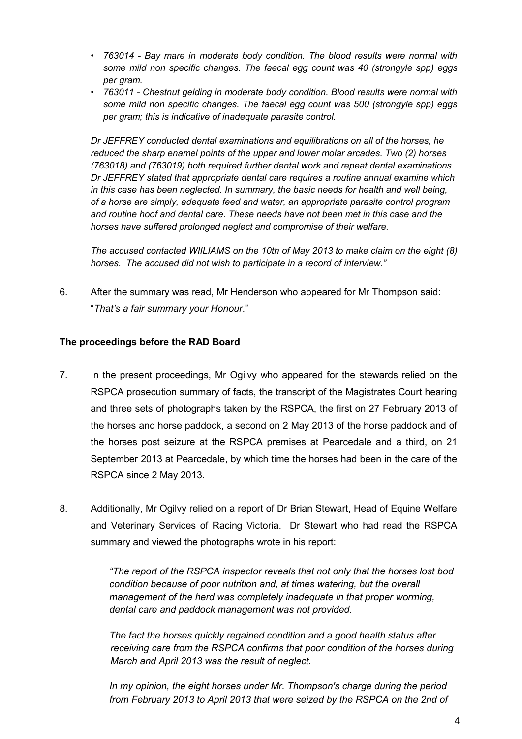- *763014 - Bay mare in moderate body condition. The blood results were normal with some mild non specific changes. The faecal egg count was 40 (strongyle spp) eggs per gram.*
- *763011 - Chestnut gelding in moderate body condition. Blood results were normal with some mild non specific changes. The faecal egg count was 500 (strongyle spp) eggs per gram; this is indicative of inadequate parasite control.*

*Dr JEFFREY conducted dental examinations and equilibrations on all of the horses, he reduced the sharp enamel points of the upper and lower molar arcades. Two (2) horses (763018) and (763019) both required further dental work and repeat dental examinations. Dr JEFFREY stated that appropriate dental care requires a routine annual examine which in this case has been neglected. In summary, the basic needs for health and well being, of a horse are simply, adequate feed and water, an appropriate parasite control program and routine hoof and dental care. These needs have not been met in this case and the horses have suffered prolonged neglect and compromise of their welfare.*

*The accused contacted WIILIAMS on the 10th of May 2013 to make claim on the eight (8) horses. The accused did not wish to participate in a record of interview."*

6. After the summary was read, Mr Henderson who appeared for Mr Thompson said: "*That's a fair summary your Honour*."

**The proceedings before the RAD Board**

7. In the present proceedings, Mr Ogilvy who appeared for the stewards relied on the RSPCA prosecution summary of facts, the transcript of the Magistrates Court hearing and three sets of photographs taken by the RSPCA, the first on 27 February 2013 of the horses and horse paddock, a second on 2 May 2013 of the horse paddock and of the horses post seizure at the RSPCA premises at Pearcedale and a third, on 21 September 2013 at Pearcedale, by which time the horses had been in the care of the RSPCA since 2 May 2013.

8. Additionally, Mr Ogilvy relied on a report of Dr Brian Stewart, Head of Equine Welfare and Veterinary Services of Racing Victoria. Dr Stewart who had read the RSPCA summary and viewed the photographs wrote in his report:

> *"The report of the RSPCA inspector reveals that not only that the horses lost bod condition because of poor nutrition and, at times watering, but the overall management of the herd was completely inadequate in that proper worming, dental care and paddock management was not provided.*
>
> *The fact the horses quickly regained condition and a good health status after receiving care from the RSPCA confirms that poor condition of the horses during March and April 2013 was the result of neglect.*
>
> *In my opinion, the eight horses under Mr. Thompson's charge during the period from February 2013 to April 2013 that were seized by the RSPCA on the 2nd of*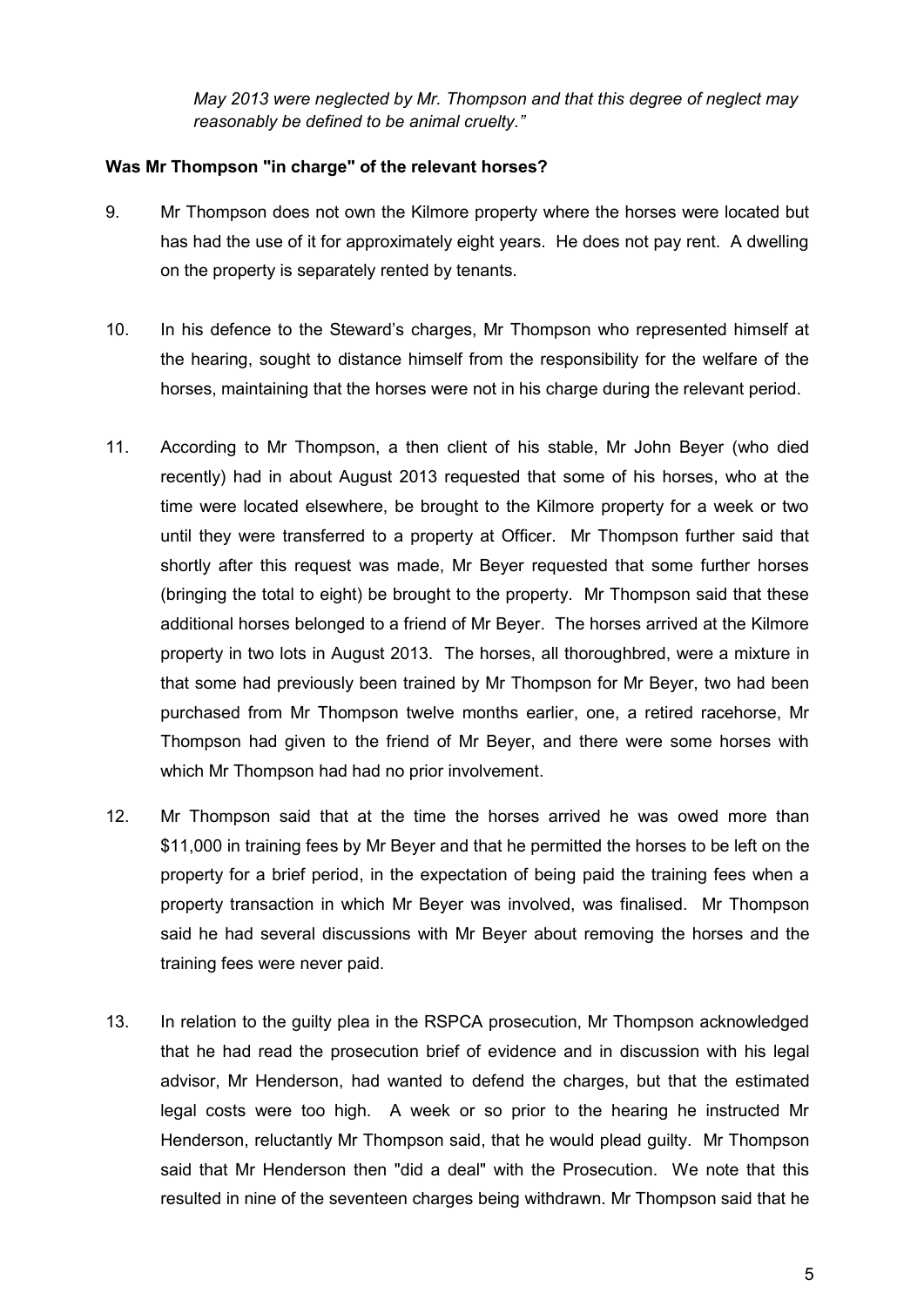*May 2013 were neglected by Mr. Thompson and that this degree of neglect may reasonably be defined to be animal cruelty."*

**Was Mr Thompson "in charge" of the relevant horses?**

9. Mr Thompson does not own the Kilmore property where the horses were located but has had the use of it for approximately eight years. He does not pay rent. A dwelling on the property is separately rented by tenants.

10. In his defence to the Steward's charges, Mr Thompson who represented himself at the hearing, sought to distance himself from the responsibility for the welfare of the horses, maintaining that the horses were not in his charge during the relevant period.

11. According to Mr Thompson, a then client of his stable, Mr John Beyer (who died recently) had in about August 2013 requested that some of his horses, who at the time were located elsewhere, be brought to the Kilmore property for a week or two until they were transferred to a property at Officer. Mr Thompson further said that shortly after this request was made, Mr Beyer requested that some further horses (bringing the total to eight) be brought to the property. Mr Thompson said that these additional horses belonged to a friend of Mr Beyer. The horses arrived at the Kilmore property in two lots in August 2013. The horses, all thoroughbred, were a mixture in that some had previously been trained by Mr Thompson for Mr Beyer, two had been purchased from Mr Thompson twelve months earlier, one, a retired racehorse, Mr Thompson had given to the friend of Mr Beyer, and there were some horses with which Mr Thompson had had no prior involvement.

12. Mr Thompson said that at the time the horses arrived he was owed more than $11,000 in training fees by Mr Beyer and that he permitted the horses to be left on the property for a brief period, in the expectation of being paid the training fees when a property transaction in which Mr Beyer was involved, was finalised. Mr Thompson said he had several discussions with Mr Beyer about removing the horses and the training fees were never paid.

13. In relation to the guilty plea in the RSPCA prosecution, Mr Thompson acknowledged that he had read the prosecution brief of evidence and in discussion with his legal advisor, Mr Henderson, had wanted to defend the charges, but that the estimated legal costs were too high. A week or so prior to the hearing he instructed Mr Henderson, reluctantly Mr Thompson said, that he would plead guilty. Mr Thompson said that Mr Henderson then "did a deal" with the Prosecution. We note that this resulted in nine of the seventeen charges being withdrawn. Mr Thompson said that he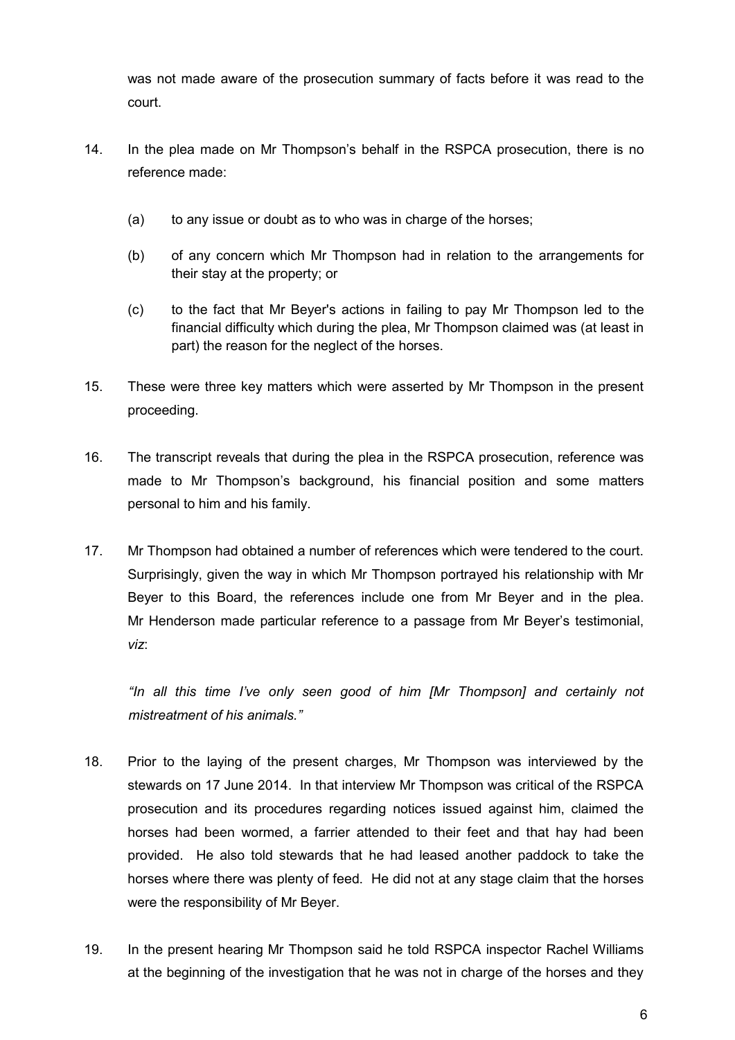was not made aware of the prosecution summary of facts before it was read to the court.

14. In the plea made on Mr Thompson's behalf in the RSPCA prosecution, there is no reference made:

    (a) to any issue or doubt as to who was in charge of the horses;

    (b) of any concern which Mr Thompson had in relation to the arrangements for their stay at the property; or

    (c) to the fact that Mr Beyer's actions in failing to pay Mr Thompson led to the financial difficulty which during the plea, Mr Thompson claimed was (at least in part) the reason for the neglect of the horses.

15. These were three key matters which were asserted by Mr Thompson in the present proceeding.

16. The transcript reveals that during the plea in the RSPCA prosecution, reference was made to Mr Thompson's background, his financial position and some matters personal to him and his family.

17. Mr Thompson had obtained a number of references which were tendered to the court. Surprisingly, given the way in which Mr Thompson portrayed his relationship with Mr Beyer to this Board, the references include one from Mr Beyer and in the plea. Mr Henderson made particular reference to a passage from Mr Beyer's testimonial, *viz*:

    *"In all this time I've only seen good of him [Mr Thompson] and certainly not mistreatment of his animals."*

18. Prior to the laying of the present charges, Mr Thompson was interviewed by the stewards on 17 June 2014. In that interview Mr Thompson was critical of the RSPCA prosecution and its procedures regarding notices issued against him, claimed the horses had been wormed, a farrier attended to their feet and that hay had been provided. He also told stewards that he had leased another paddock to take the horses where there was plenty of feed. He did not at any stage claim that the horses were the responsibility of Mr Beyer.

19. In the present hearing Mr Thompson said he told RSPCA inspector Rachel Williams at the beginning of the investigation that he was not in charge of the horses and they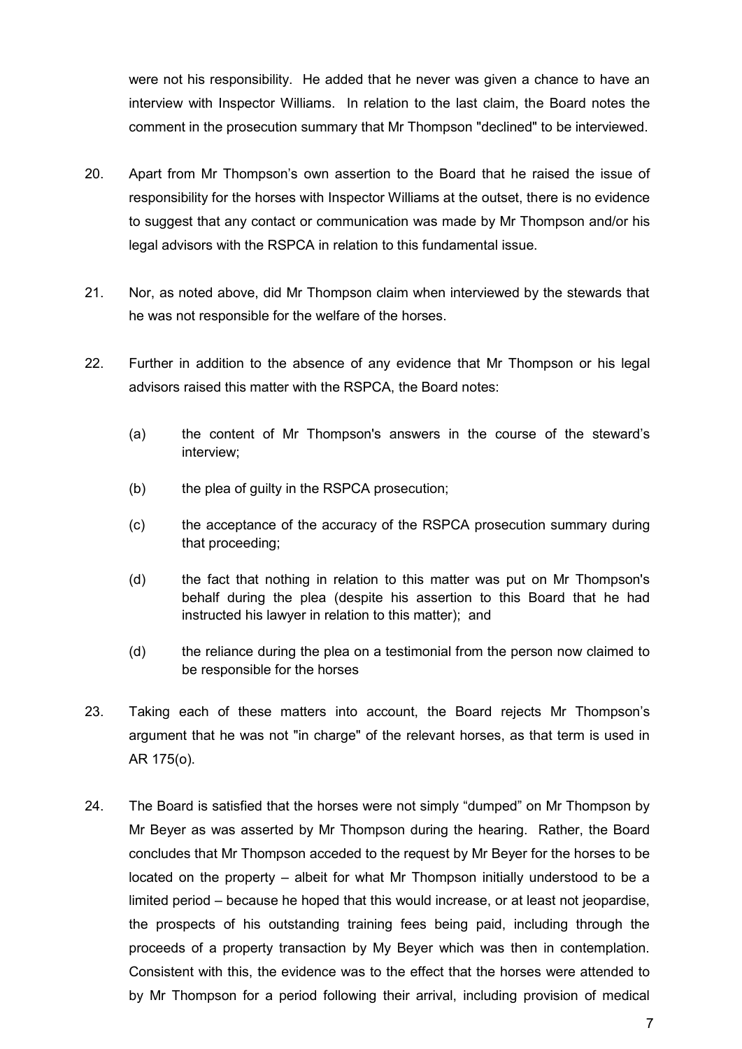were not his responsibility. He added that he never was given a chance to have an interview with Inspector Williams. In relation to the last claim, the Board notes the comment in the prosecution summary that Mr Thompson "declined" to be interviewed.

20. Apart from Mr Thompson's own assertion to the Board that he raised the issue of responsibility for the horses with Inspector Williams at the outset, there is no evidence to suggest that any contact or communication was made by Mr Thompson and/or his legal advisors with the RSPCA in relation to this fundamental issue.

21. Nor, as noted above, did Mr Thompson claim when interviewed by the stewards that he was not responsible for the welfare of the horses.

22. Further in addition to the absence of any evidence that Mr Thompson or his legal advisors raised this matter with the RSPCA, the Board notes:

    (a) the content of Mr Thompson's answers in the course of the steward's interview;

    (b) the plea of guilty in the RSPCA prosecution;

    (c) the acceptance of the accuracy of the RSPCA prosecution summary during that proceeding;

    (d) the fact that nothing in relation to this matter was put on Mr Thompson's behalf during the plea (despite his assertion to this Board that he had instructed his lawyer in relation to this matter); and

    (d) the reliance during the plea on a testimonial from the person now claimed to be responsible for the horses

23. Taking each of these matters into account, the Board rejects Mr Thompson's argument that he was not "in charge" of the relevant horses, as that term is used in AR 175(o).

24. The Board is satisfied that the horses were not simply "dumped" on Mr Thompson by Mr Beyer as was asserted by Mr Thompson during the hearing. Rather, the Board concludes that Mr Thompson acceded to the request by Mr Beyer for the horses to be located on the property – albeit for what Mr Thompson initially understood to be a limited period – because he hoped that this would increase, or at least not jeopardise, the prospects of his outstanding training fees being paid, including through the proceeds of a property transaction by My Beyer which was then in contemplation. Consistent with this, the evidence was to the effect that the horses were attended to by Mr Thompson for a period following their arrival, including provision of medical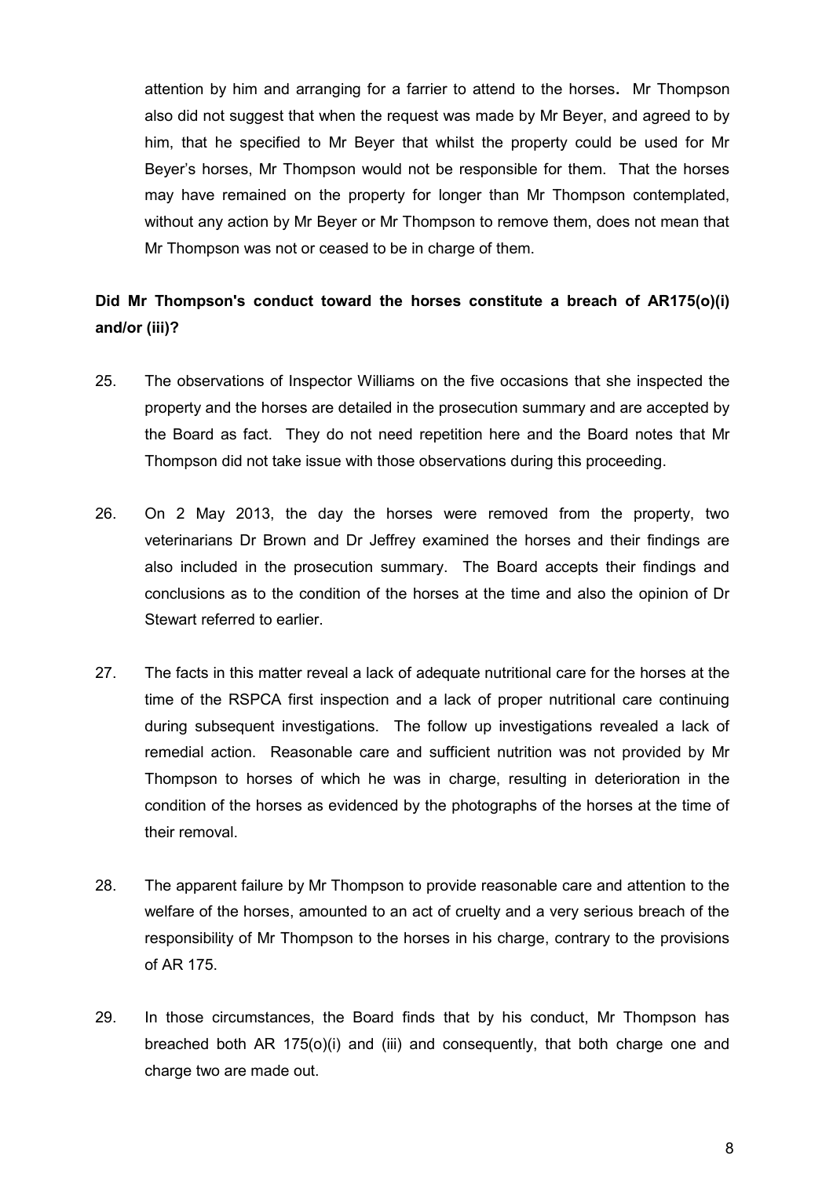attention by him and arranging for a farrier to attend to the horses. Mr Thompson also did not suggest that when the request was made by Mr Beyer, and agreed to by him, that he specified to Mr Beyer that whilst the property could be used for Mr Beyer's horses, Mr Thompson would not be responsible for them. That the horses may have remained on the property for longer than Mr Thompson contemplated, without any action by Mr Beyer or Mr Thompson to remove them, does not mean that Mr Thompson was not or ceased to be in charge of them.

**Did Mr Thompson's conduct toward the horses constitute a breach of AR175(o)(i) and/or (iii)?**

25. The observations of Inspector Williams on the five occasions that she inspected the property and the horses are detailed in the prosecution summary and are accepted by the Board as fact. They do not need repetition here and the Board notes that Mr Thompson did not take issue with those observations during this proceeding.

26. On 2 May 2013, the day the horses were removed from the property, two veterinarians Dr Brown and Dr Jeffrey examined the horses and their findings are also included in the prosecution summary. The Board accepts their findings and conclusions as to the condition of the horses at the time and also the opinion of Dr Stewart referred to earlier.

27. The facts in this matter reveal a lack of adequate nutritional care for the horses at the time of the RSPCA first inspection and a lack of proper nutritional care continuing during subsequent investigations. The follow up investigations revealed a lack of remedial action. Reasonable care and sufficient nutrition was not provided by Mr Thompson to horses of which he was in charge, resulting in deterioration in the condition of the horses as evidenced by the photographs of the horses at the time of their removal.

28. The apparent failure by Mr Thompson to provide reasonable care and attention to the welfare of the horses, amounted to an act of cruelty and a very serious breach of the responsibility of Mr Thompson to the horses in his charge, contrary to the provisions of AR 175.

29. In those circumstances, the Board finds that by his conduct, Mr Thompson has breached both AR 175(o)(i) and (iii) and consequently, that both charge one and charge two are made out.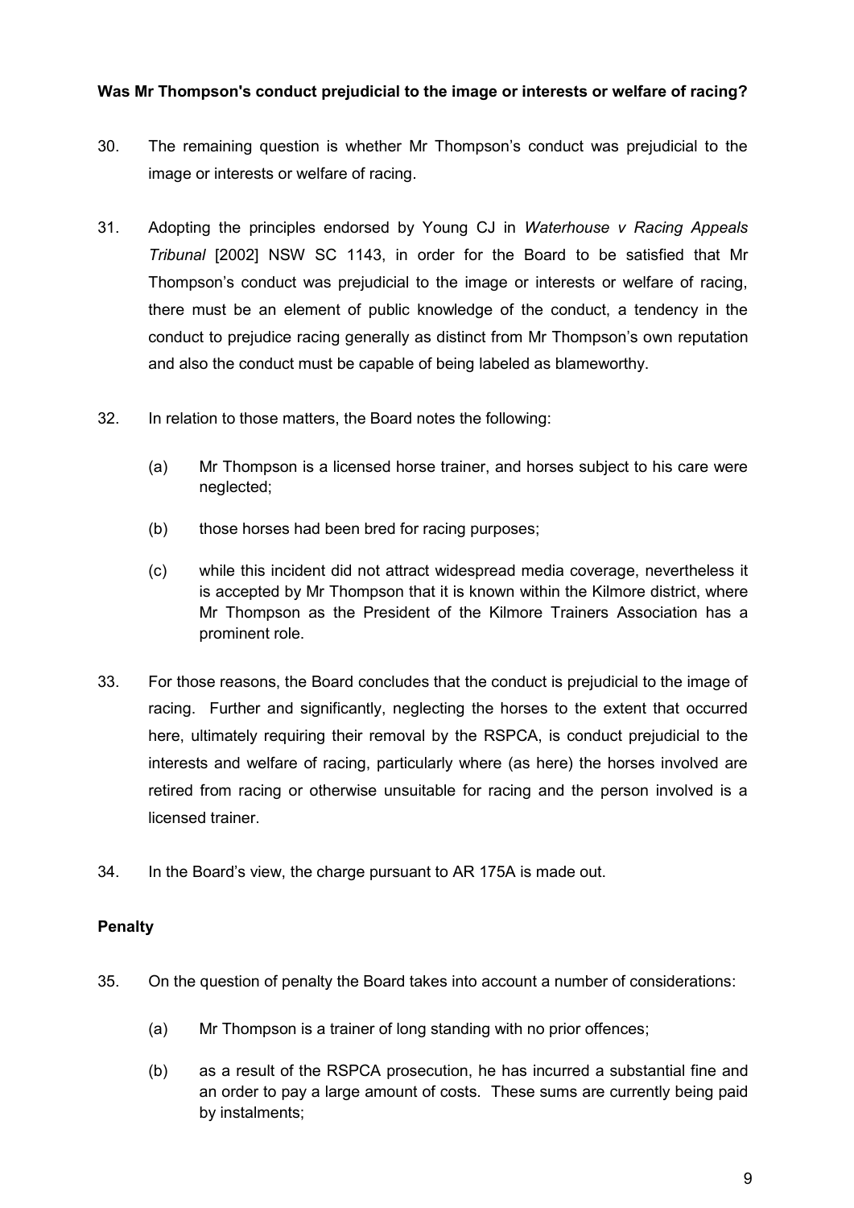**Was Mr Thompson's conduct prejudicial to the image or interests or welfare of racing?**

30. The remaining question is whether Mr Thompson's conduct was prejudicial to the image or interests or welfare of racing.

31. Adopting the principles endorsed by Young CJ in *Waterhouse v Racing Appeals Tribunal* [2002] NSW SC 1143, in order for the Board to be satisfied that Mr Thompson's conduct was prejudicial to the image or interests or welfare of racing, there must be an element of public knowledge of the conduct, a tendency in the conduct to prejudice racing generally as distinct from Mr Thompson's own reputation and also the conduct must be capable of being labeled as blameworthy.

32. In relation to those matters, the Board notes the following:

    (a) Mr Thompson is a licensed horse trainer, and horses subject to his care were neglected;

    (b) those horses had been bred for racing purposes;

    (c) while this incident did not attract widespread media coverage, nevertheless it is accepted by Mr Thompson that it is known within the Kilmore district, where Mr Thompson as the President of the Kilmore Trainers Association has a prominent role.

33. For those reasons, the Board concludes that the conduct is prejudicial to the image of racing. Further and significantly, neglecting the horses to the extent that occurred here, ultimately requiring their removal by the RSPCA, is conduct prejudicial to the interests and welfare of racing, particularly where (as here) the horses involved are retired from racing or otherwise unsuitable for racing and the person involved is a licensed trainer.

34. In the Board's view, the charge pursuant to AR 175A is made out.

**Penalty**

35. On the question of penalty the Board takes into account a number of considerations:

    (a) Mr Thompson is a trainer of long standing with no prior offences;

    (b) as a result of the RSPCA prosecution, he has incurred a substantial fine and an order to pay a large amount of costs. These sums are currently being paid by instalments;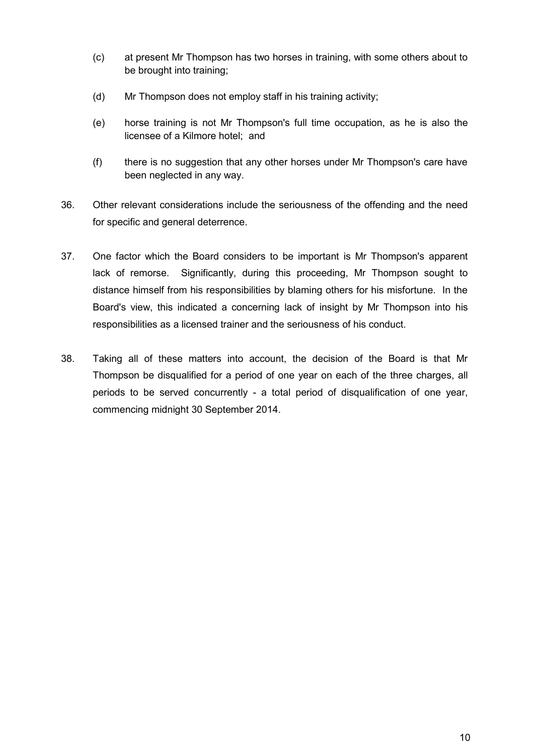(c) at present Mr Thompson has two horses in training, with some others about to be brought into training;

(d) Mr Thompson does not employ staff in his training activity;

(e) horse training is not Mr Thompson's full time occupation, as he is also the licensee of a Kilmore hotel; and

(f) there is no suggestion that any other horses under Mr Thompson's care have been neglected in any way.

36. Other relevant considerations include the seriousness of the offending and the need for specific and general deterrence.

37. One factor which the Board considers to be important is Mr Thompson's apparent lack of remorse. Significantly, during this proceeding, Mr Thompson sought to distance himself from his responsibilities by blaming others for his misfortune. In the Board's view, this indicated a concerning lack of insight by Mr Thompson into his responsibilities as a licensed trainer and the seriousness of his conduct.

38. Taking all of these matters into account, the decision of the Board is that Mr Thompson be disqualified for a period of one year on each of the three charges, all periods to be served concurrently - a total period of disqualification of one year, commencing midnight 30 September 2014.